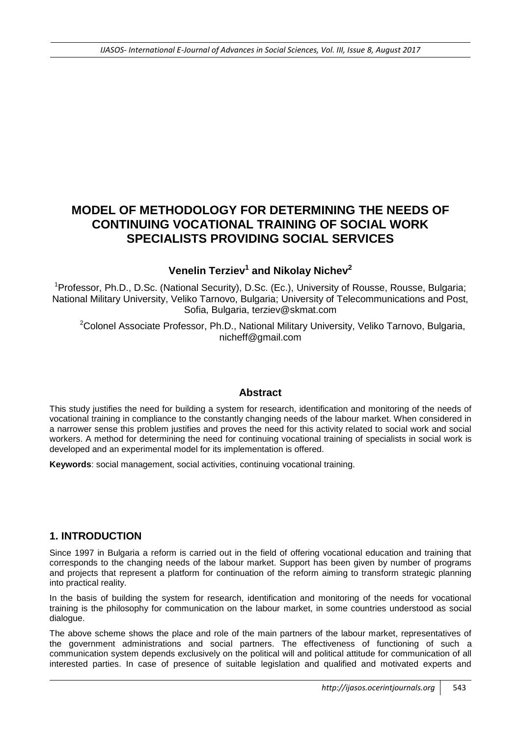# MODEL OF METHODOLOGY FOR DETERMINING THE NEEDS OF CONTINUING VOCATIONAL TRAINING OF SOCIAL WORK SPECIALISTS PROVIDING SOCIAL SERVICES

**Venelin Terziev[1] and Nikolay Nichev[2]**

[1]Professor, Ph.D., D.Sc. (National Security), D.Sc. (Ec.), University of Rousse, Rousse, Bulgaria; National Military University, Veliko Tarnovo, Bulgaria; University of Telecommunications and Post, Sofia, Bulgaria, terziev@skmat.com

[2]Colonel Associate Professor, Ph.D., National Military University, Veliko Tarnovo, Bulgaria, nicheff@gmail.com

## Abstract

This study justifies the need for building a system for research, identification and monitoring of the needs of vocational training in compliance to the constantly changing needs of the labour market. When considered in a narrower sense this problem justifies and proves the need for this activity related to social work and social workers. A method for determining the need for continuing vocational training of specialists in social work is developed and an experimental model for its implementation is offered.

**Keywords**: social management, social activities, continuing vocational training.

## 1. INTRODUCTION

Since 1997 in Bulgaria a reform is carried out in the field of offering vocational education and training that corresponds to the changing needs of the labour market. Support has been given by number of programs and projects that represent a platform for continuation of the reform aiming to transform strategic planning into practical reality.

In the basis of building the system for research, identification and monitoring of the needs for vocational training is the philosophy for communication on the labour market, in some countries understood as social dialogue.

The above scheme shows the place and role of the main partners of the labour market, representatives of the government administrations and social partners. The effectiveness of functioning of such a communication system depends exclusively on the political will and political attitude for communication of all interested parties. In case of presence of suitable legislation and qualified and motivated experts and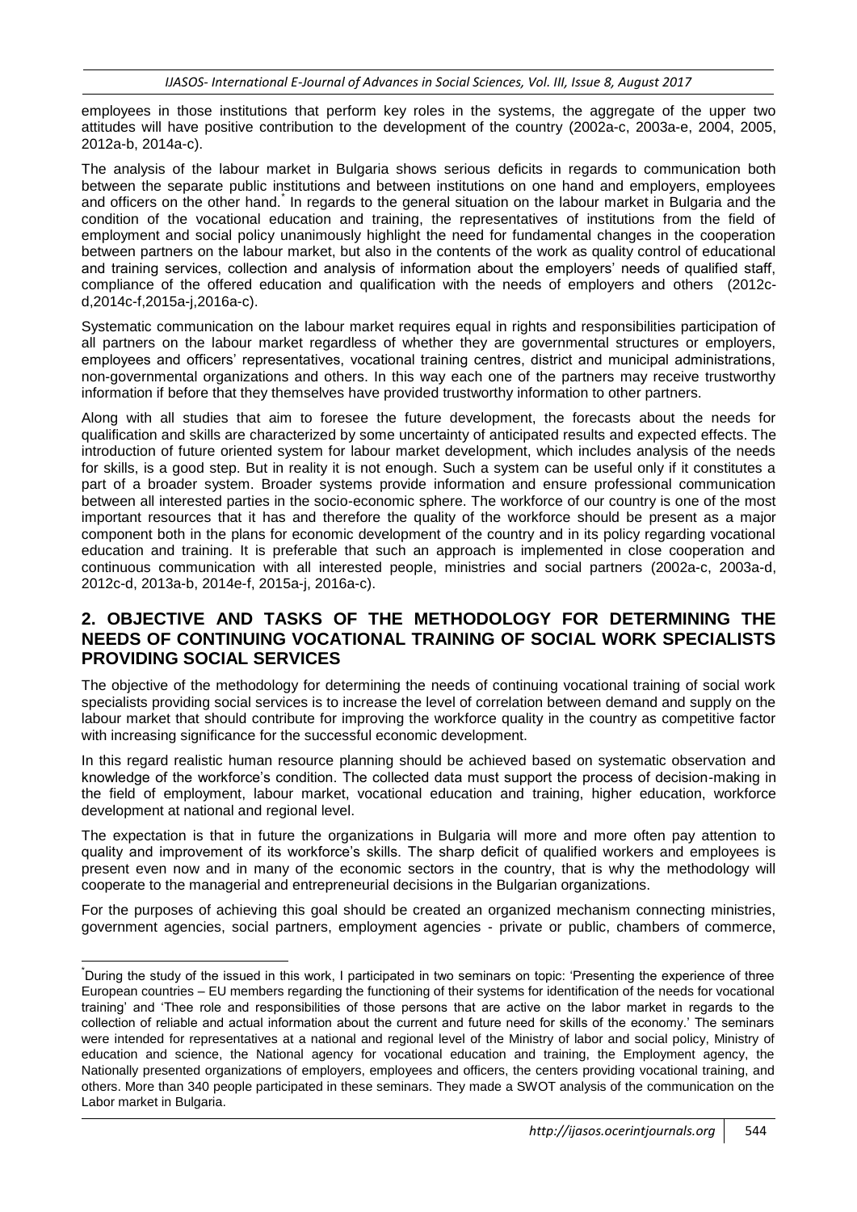employees in those institutions that perform key roles in the systems, the aggregate of the upper two attitudes will have positive contribution to the development of the country (2002a-c, 2003a-e, 2004, 2005, 2012a-b, 2014a-c).

The analysis of the labour market in Bulgaria shows serious deficits in regards to communication both between the separate public institutions and between institutions on one hand and employers, employees and officers on the other hand.* In regards to the general situation on the labour market in Bulgaria and the condition of the vocational education and training, the representatives of institutions from the field of employment and social policy unanimously highlight the need for fundamental changes in the cooperation between partners on the labour market, but also in the contents of the work as quality control of educational and training services, collection and analysis of information about the employers' needs of qualified staff, compliance of the offered education and qualification with the needs of employers and others (2012c-d,2014c-f,2015a-j,2016a-c).

Systematic communication on the labour market requires equal in rights and responsibilities participation of all partners on the labour market regardless of whether they are governmental structures or employers, employees and officers' representatives, vocational training centres, district and municipal administrations, non-governmental organizations and others. In this way each one of the partners may receive trustworthy information if before that they themselves have provided trustworthy information to other partners.

Along with all studies that aim to foresee the future development, the forecasts about the needs for qualification and skills are characterized by some uncertainty of anticipated results and expected effects. The introduction of future oriented system for labour market development, which includes analysis of the needs for skills, is a good step. But in reality it is not enough. Such a system can be useful only if it constitutes a part of a broader system. Broader systems provide information and ensure professional communication between all interested parties in the socio-economic sphere. The workforce of our country is one of the most important resources that it has and therefore the quality of the workforce should be present as a major component both in the plans for economic development of the country and in its policy regarding vocational education and training. It is preferable that such an approach is implemented in close cooperation and continuous communication with all interested people, ministries and social partners (2002a-c, 2003a-d, 2012c-d, 2013a-b, 2014e-f, 2015a-j, 2016a-c).

## 2. OBJECTIVE AND TASKS OF THE METHODOLOGY FOR DETERMINING THE NEEDS OF CONTINUING VOCATIONAL TRAINING OF SOCIAL WORK SPECIALISTS PROVIDING SOCIAL SERVICES

The objective of the methodology for determining the needs of continuing vocational training of social work specialists providing social services is to increase the level of correlation between demand and supply on the labour market that should contribute for improving the workforce quality in the country as competitive factor with increasing significance for the successful economic development.

In this regard realistic human resource planning should be achieved based on systematic observation and knowledge of the workforce's condition. The collected data must support the process of decision-making in the field of employment, labour market, vocational education and training, higher education, workforce development at national and regional level.

The expectation is that in future the organizations in Bulgaria will more and more often pay attention to quality and improvement of its workforce's skills. The sharp deficit of qualified workers and employees is present even now and in many of the economic sectors in the country, that is why the methodology will cooperate to the managerial and entrepreneurial decisions in the Bulgarian organizations.

For the purposes of achieving this goal should be created an organized mechanism connecting ministries, government agencies, social partners, employment agencies - private or public, chambers of commerce,

---

*During the study of the issued in this work, I participated in two seminars on topic: 'Presenting the experience of three European countries – EU members regarding the functioning of their systems for identification of the needs for vocational training' and 'Thee role and responsibilities of those persons that are active on the labor market in regards to the collection of reliable and actual information about the current and future need for skills of the economy.' The seminars were intended for representatives at a national and regional level of the Ministry of labor and social policy, Ministry of education and science, the National agency for vocational education and training, the Employment agency, the Nationally presented organizations of employers, employees and officers, the centers providing vocational training, and others. More than 340 people participated in these seminars. They made a SWOT analysis of the communication on the Labor market in Bulgaria.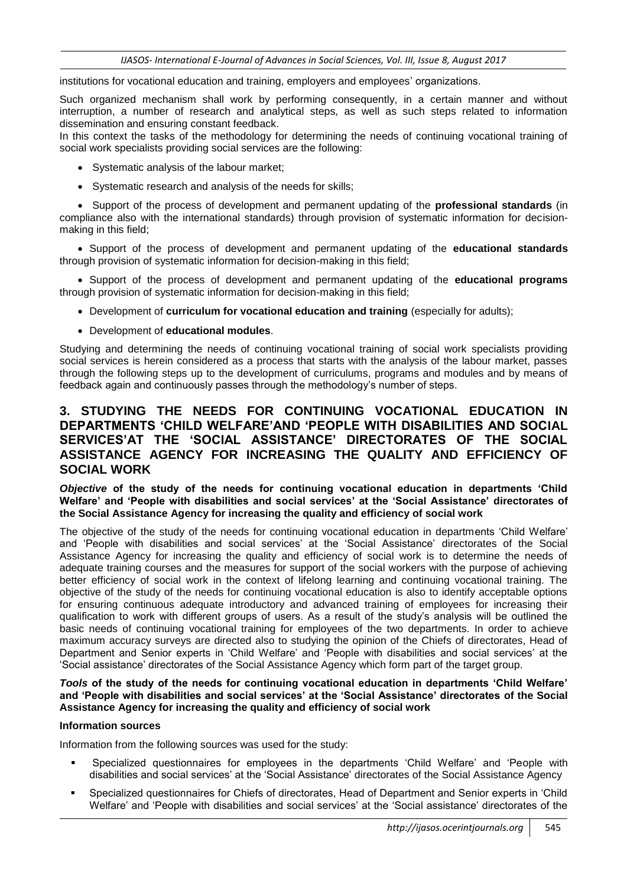institutions for vocational education and training, employers and employees' organizations.

Such organized mechanism shall work by performing consequently, in a certain manner and without interruption, a number of research and analytical steps, as well as such steps related to information dissemination and ensuring constant feedback.

In this context the tasks of the methodology for determining the needs of continuing vocational training of social work specialists providing social services are the following:

- Systematic analysis of the labour market;
- Systematic research and analysis of the needs for skills;
- Support of the process of development and permanent updating of the **professional standards** (in compliance also with the international standards) through provision of systematic information for decision-making in this field;
- Support of the process of development and permanent updating of the **educational standards** through provision of systematic information for decision-making in this field;
- Support of the process of development and permanent updating of the **educational programs** through provision of systematic information for decision-making in this field;
- Development of **curriculum for vocational education and training** (especially for adults);
- Development of **educational modules**.

Studying and determining the needs of continuing vocational training of social work specialists providing social services is herein considered as a process that starts with the analysis of the labour market, passes through the following steps up to the development of curriculums, programs and modules and by means of feedback again and continuously passes through the methodology's number of steps.

## 3. STUDYING THE NEEDS FOR CONTINUING VOCATIONAL EDUCATION IN DEPARTMENTS 'CHILD WELFARE'AND 'PEOPLE WITH DISABILITIES AND SOCIAL SERVICES'AT THE 'SOCIAL ASSISTANCE' DIRECTORATES OF THE SOCIAL ASSISTANCE AGENCY FOR INCREASING THE QUALITY AND EFFICIENCY OF SOCIAL WORK

***Objective* of the study of the needs for continuing vocational education in departments 'Child Welfare' and 'People with disabilities and social services' at the 'Social Assistance' directorates of the Social Assistance Agency for increasing the quality and efficiency of social work**

The objective of the study of the needs for continuing vocational education in departments 'Child Welfare' and 'People with disabilities and social services' at the 'Social Assistance' directorates of the Social Assistance Agency for increasing the quality and efficiency of social work is to determine the needs of adequate training courses and the measures for support of the social workers with the purpose of achieving better efficiency of social work in the context of lifelong learning and continuing vocational training. The objective of the study of the needs for continuing vocational education is also to identify acceptable options for ensuring continuous adequate introductory and advanced training of employees for increasing their qualification to work with different groups of users. As a result of the study's analysis will be outlined the basic needs of continuing vocational training for employees of the two departments. In order to achieve maximum accuracy surveys are directed also to studying the opinion of the Chiefs of directorates, Head of Department and Senior experts in 'Child Welfare' and 'People with disabilities and social services' at the 'Social assistance' directorates of the Social Assistance Agency which form part of the target group.

***Tools* of the study of the needs for continuing vocational education in departments 'Child Welfare' and 'People with disabilities and social services' at the 'Social Assistance' directorates of the Social Assistance Agency for increasing the quality and efficiency of social work**

**Information sources**

Information from the following sources was used for the study:

- Specialized questionnaires for employees in the departments 'Child Welfare' and 'People with disabilities and social services' at the 'Social Assistance' directorates of the Social Assistance Agency
- Specialized questionnaires for Chiefs of directorates, Head of Department and Senior experts in 'Child Welfare' and 'People with disabilities and social services' at the 'Social assistance' directorates of the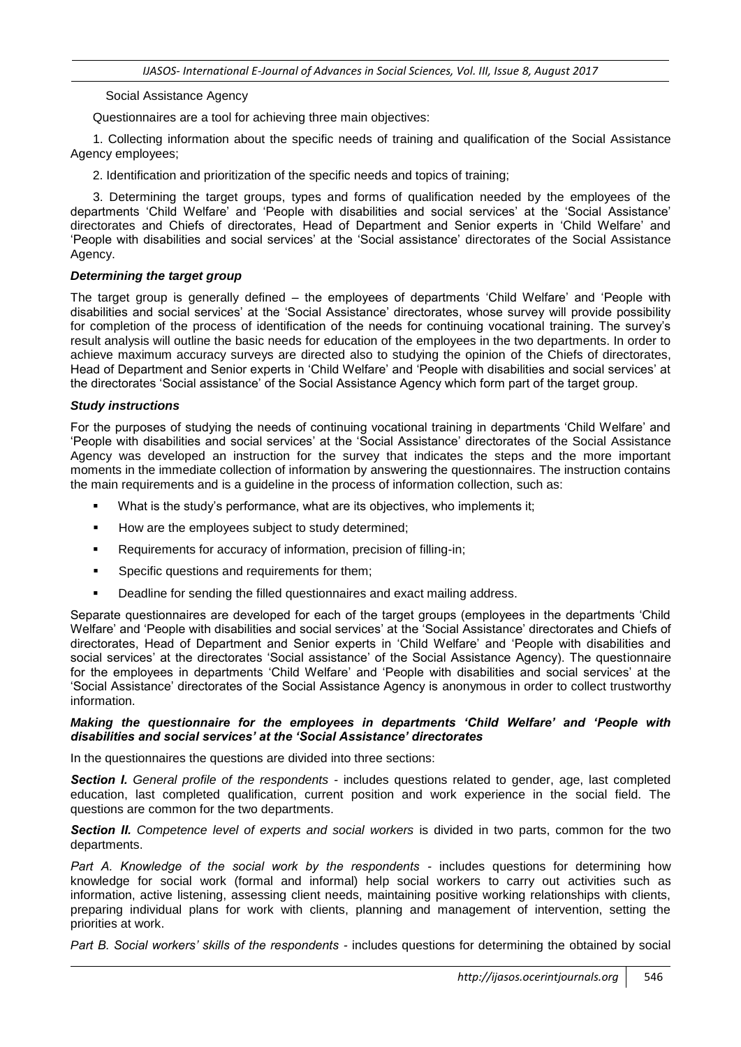Social Assistance Agency

Questionnaires are a tool for achieving three main objectives:

1. Collecting information about the specific needs of training and qualification of the Social Assistance Agency employees;

2. Identification and prioritization of the specific needs and topics of training;

3. Determining the target groups, types and forms of qualification needed by the employees of the departments 'Child Welfare' and 'People with disabilities and social services' at the 'Social Assistance' directorates and Chiefs of directorates, Head of Department and Senior experts in 'Child Welfare' and 'People with disabilities and social services' at the 'Social assistance' directorates of the Social Assistance Agency.

***Determining the target group***

The target group is generally defined – the employees of departments 'Child Welfare' and 'People with disabilities and social services' at the 'Social Assistance' directorates, whose survey will provide possibility for completion of the process of identification of the needs for continuing vocational training. The survey's result analysis will outline the basic needs for education of the employees in the two departments. In order to achieve maximum accuracy surveys are directed also to studying the opinion of the Chiefs of directorates, Head of Department and Senior experts in 'Child Welfare' and 'People with disabilities and social services' at the directorates 'Social assistance' of the Social Assistance Agency which form part of the target group.

***Study instructions***

For the purposes of studying the needs of continuing vocational training in departments 'Child Welfare' and 'People with disabilities and social services' at the 'Social Assistance' directorates of the Social Assistance Agency was developed an instruction for the survey that indicates the steps and the more important moments in the immediate collection of information by answering the questionnaires. The instruction contains the main requirements and is a guideline in the process of information collection, such as:

- What is the study's performance, what are its objectives, who implements it;
- How are the employees subject to study determined;
- Requirements for accuracy of information, precision of filling-in;
- Specific questions and requirements for them;
- Deadline for sending the filled questionnaires and exact mailing address.

Separate questionnaires are developed for each of the target groups (employees in the departments 'Child Welfare' and 'People with disabilities and social services' at the 'Social Assistance' directorates and Chiefs of directorates, Head of Department and Senior experts in 'Child Welfare' and 'People with disabilities and social services' at the directorates 'Social assistance' of the Social Assistance Agency). The questionnaire for the employees in departments 'Child Welfare' and 'People with disabilities and social services' at the 'Social Assistance' directorates of the Social Assistance Agency is anonymous in order to collect trustworthy information.

***Making the questionnaire for the employees in departments 'Child Welfare' and 'People with disabilities and social services' at the 'Social Assistance' directorates***

In the questionnaires the questions are divided into three sections:

***Section I.*** *General profile of the respondents* - includes questions related to gender, age, last completed education, last completed qualification, current position and work experience in the social field. The questions are common for the two departments.

***Section II.*** *Competence level of experts and social workers* is divided in two parts, common for the two departments.

*Part A. Knowledge of the social work by the respondents* - includes questions for determining how knowledge for social work (formal and informal) help social workers to carry out activities such as information, active listening, assessing client needs, maintaining positive working relationships with clients, preparing individual plans for work with clients, planning and management of intervention, setting the priorities at work.

*Part B. Social workers' skills of the respondents* - includes questions for determining the obtained by social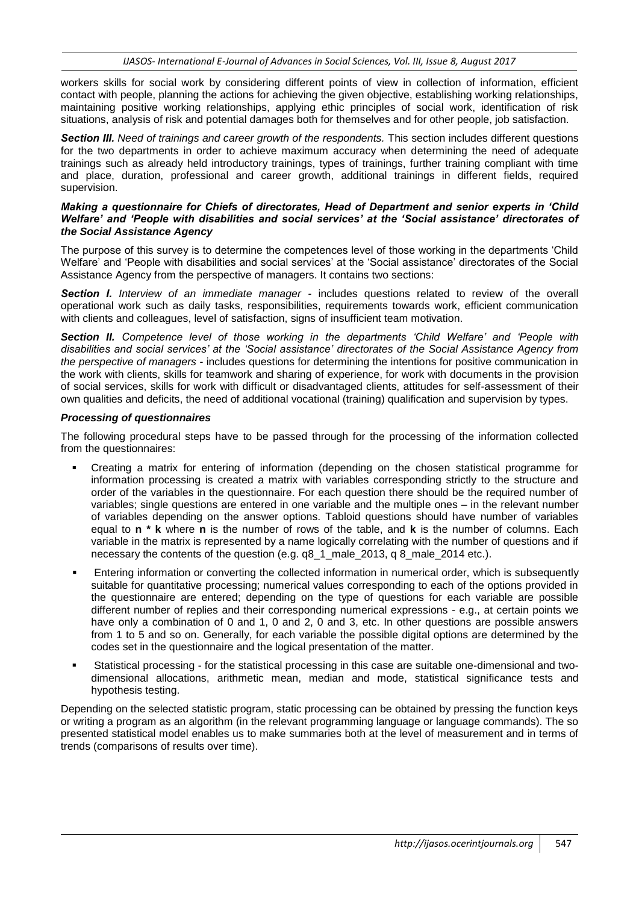workers skills for social work by considering different points of view in collection of information, efficient contact with people, planning the actions for achieving the given objective, establishing working relationships, maintaining positive working relationships, applying ethic principles of social work, identification of risk situations, analysis of risk and potential damages both for themselves and for other people, job satisfaction.

***Section III.*** *Need of trainings and career growth of the respondents.* This section includes different questions for the two departments in order to achieve maximum accuracy when determining the need of adequate trainings such as already held introductory trainings, types of trainings, further training compliant with time and place, duration, professional and career growth, additional trainings in different fields, required supervision.

***Making a questionnaire for Chiefs of directorates, Head of Department and senior experts in 'Child Welfare' and 'People with disabilities and social services' at the 'Social assistance' directorates of the Social Assistance Agency***

The purpose of this survey is to determine the competences level of those working in the departments 'Child Welfare' and 'People with disabilities and social services' at the 'Social assistance' directorates of the Social Assistance Agency from the perspective of managers. It contains two sections:

***Section I.*** *Interview of an immediate manager* - includes questions related to review of the overall operational work such as daily tasks, responsibilities, requirements towards work, efficient communication with clients and colleagues, level of satisfaction, signs of insufficient team motivation.

***Section II.*** *Competence level of those working in the departments 'Child Welfare' and 'People with disabilities and social services' at the 'Social assistance' directorates of the Social Assistance Agency from the perspective of managers* - includes questions for determining the intentions for positive communication in the work with clients, skills for teamwork and sharing of experience, for work with documents in the provision of social services, skills for work with difficult or disadvantaged clients, attitudes for self-assessment of their own qualities and deficits, the need of additional vocational (training) qualification and supervision by types.

***Processing of questionnaires***

The following procedural steps have to be passed through for the processing of the information collected from the questionnaires:

- Creating a matrix for entering of information (depending on the chosen statistical programme for information processing is created a matrix with variables corresponding strictly to the structure and order of the variables in the questionnaire. For each question there should be the required number of variables; single questions are entered in one variable and the multiple ones – in the relevant number of variables depending on the answer options. Tabloid questions should have number of variables equal to **n * k** where **n** is the number of rows of the table, and **k** is the number of columns. Each variable in the matrix is represented by a name logically correlating with the number of questions and if necessary the contents of the question (e.g. q8_1_male_2013, q 8_male_2014 etc.).
- Entering information or converting the collected information in numerical order, which is subsequently suitable for quantitative processing; numerical values corresponding to each of the options provided in the questionnaire are entered; depending on the type of questions for each variable are possible different number of replies and their corresponding numerical expressions - e.g., at certain points we have only a combination of 0 and 1, 0 and 2, 0 and 3, etc. In other questions are possible answers from 1 to 5 and so on. Generally, for each variable the possible digital options are determined by the codes set in the questionnaire and the logical presentation of the matter.
- Statistical processing - for the statistical processing in this case are suitable one-dimensional and two-dimensional allocations, arithmetic mean, median and mode, statistical significance tests and hypothesis testing.

Depending on the selected statistic program, static processing can be obtained by pressing the function keys or writing a program as an algorithm (in the relevant programming language or language commands). The so presented statistical model enables us to make summaries both at the level of measurement and in terms of trends (comparisons of results over time).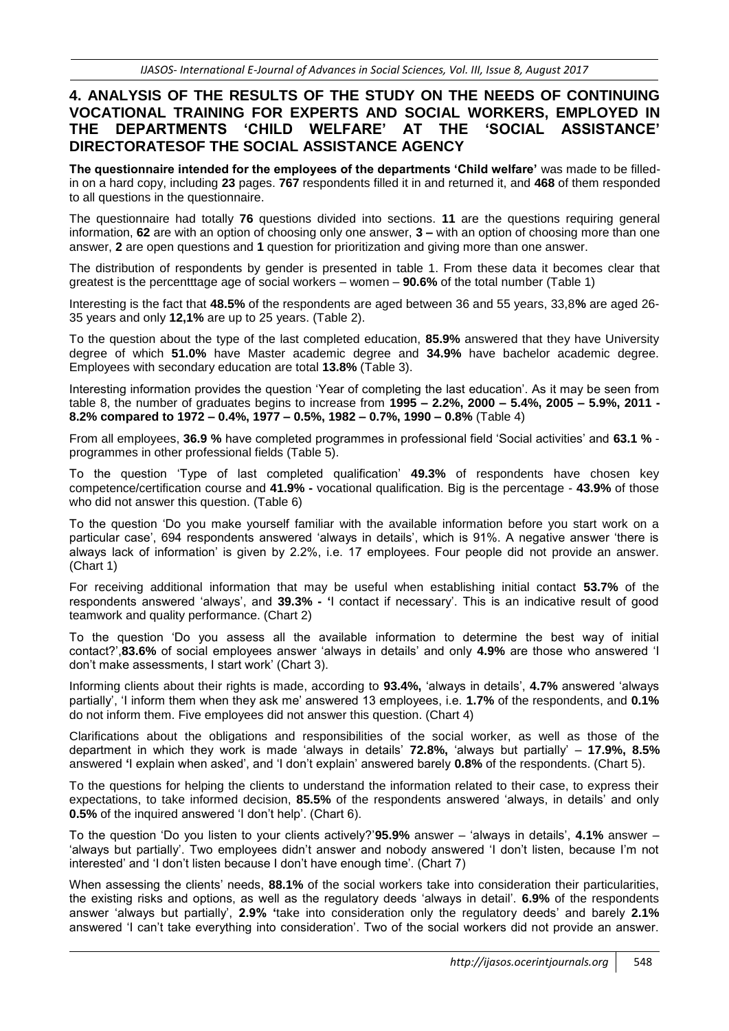## 4. ANALYSIS OF THE RESULTS OF THE STUDY ON THE NEEDS OF CONTINUING VOCATIONAL TRAINING FOR EXPERTS AND SOCIAL WORKERS, EMPLOYED IN THE DEPARTMENTS 'CHILD WELFARE' AT THE 'SOCIAL ASSISTANCE' DIRECTORATESOF THE SOCIAL ASSISTANCE AGENCY

**The questionnaire intended for the employees of the departments 'Child welfare'** was made to be filled-in on a hard copy, including **23** pages. **767** respondents filled it in and returned it, and **468** of them responded to all questions in the questionnaire.

The questionnaire had totally **76** questions divided into sections. **11** are the questions requiring general information, **62** are with an option of choosing only one answer, **3 –** with an option of choosing more than one answer, **2** are open questions and **1** question for prioritization and giving more than one answer.

The distribution of respondents by gender is presented in table 1. From these data it becomes clear that greatest is the percentttage age of social workers – women – **90.6%** of the total number (Table 1)

Interesting is the fact that **48.5%** of the respondents are aged between 36 and 55 years, 33,8**%** are aged 26-35 years and only **12,1%** are up to 25 years. (Table 2).

To the question about the type of the last completed education, **85.9%** answered that they have University degree of which **51.0%** have Master academic degree and **34.9%** have bachelor academic degree. Employees with secondary education are total **13.8%** (Table 3).

Interesting information provides the question 'Year of completing the last education'. As it may be seen from table 8, the number of graduates begins to increase from **1995 – 2.2%, 2000 – 5.4%, 2005 – 5.9%, 2011 - 8.2% compared to 1972 – 0.4%, 1977 – 0.5%, 1982 – 0.7%, 1990 – 0.8%** (Table 4)

From all employees, **36.9 %** have completed programmes in professional field 'Social activities' and **63.1 %** - programmes in other professional fields (Table 5).

To the question 'Type of last completed qualification' **49.3%** of respondents have chosen key competence/certification course and **41.9% -** vocational qualification. Big is the percentage - **43.9%** of those who did not answer this question. (Table 6)

To the question 'Do you make yourself familiar with the available information before you start work on a particular case', 694 respondents answered 'always in details', which is 91%. A negative answer 'there is always lack of information' is given by 2.2%, i.e. 17 employees. Four people did not provide an answer. (Chart 1)

For receiving additional information that may be useful when establishing initial contact **53.7%** of the respondents answered 'always', and **39.3% - '**I contact if necessary'. This is an indicative result of good teamwork and quality performance. (Chart 2)

To the question 'Do you assess all the available information to determine the best way of initial contact?',**83.6%** of social employees answer 'always in details' and only **4.9%** are those who answered 'I don't make assessments, I start work' (Chart 3).

Informing clients about their rights is made, according to **93.4%,** 'always in details', **4.7%** answered 'always partially', 'I inform them when they ask me' answered 13 employees, i.e. **1.7%** of the respondents, and **0.1%** do not inform them. Five employees did not answer this question. (Chart 4)

Clarifications about the obligations and responsibilities of the social worker, as well as those of the department in which they work is made 'always in details' **72.8%,** 'always but partially' – **17.9%, 8.5%** answered **'**I explain when asked', and 'I don't explain' answered barely **0.8%** of the respondents. (Chart 5).

To the questions for helping the clients to understand the information related to their case, to express their expectations, to take informed decision, **85.5%** of the respondents answered 'always, in details' and only **0.5%** of the inquired answered 'I don't help'. (Chart 6).

To the question 'Do you listen to your clients actively?'**95.9%** answer – 'always in details', **4.1%** answer – 'always but partially'. Two employees didn't answer and nobody answered 'I don't listen, because I'm not interested' and 'I don't listen because I don't have enough time'. (Chart 7)

When assessing the clients' needs, **88.1%** of the social workers take into consideration their particularities, the existing risks and options, as well as the regulatory deeds 'always in detail'. **6.9%** of the respondents answer 'always but partially', **2.9% '**take into consideration only the regulatory deeds' and barely **2.1%** answered 'I can't take everything into consideration'. Two of the social workers did not provide an answer.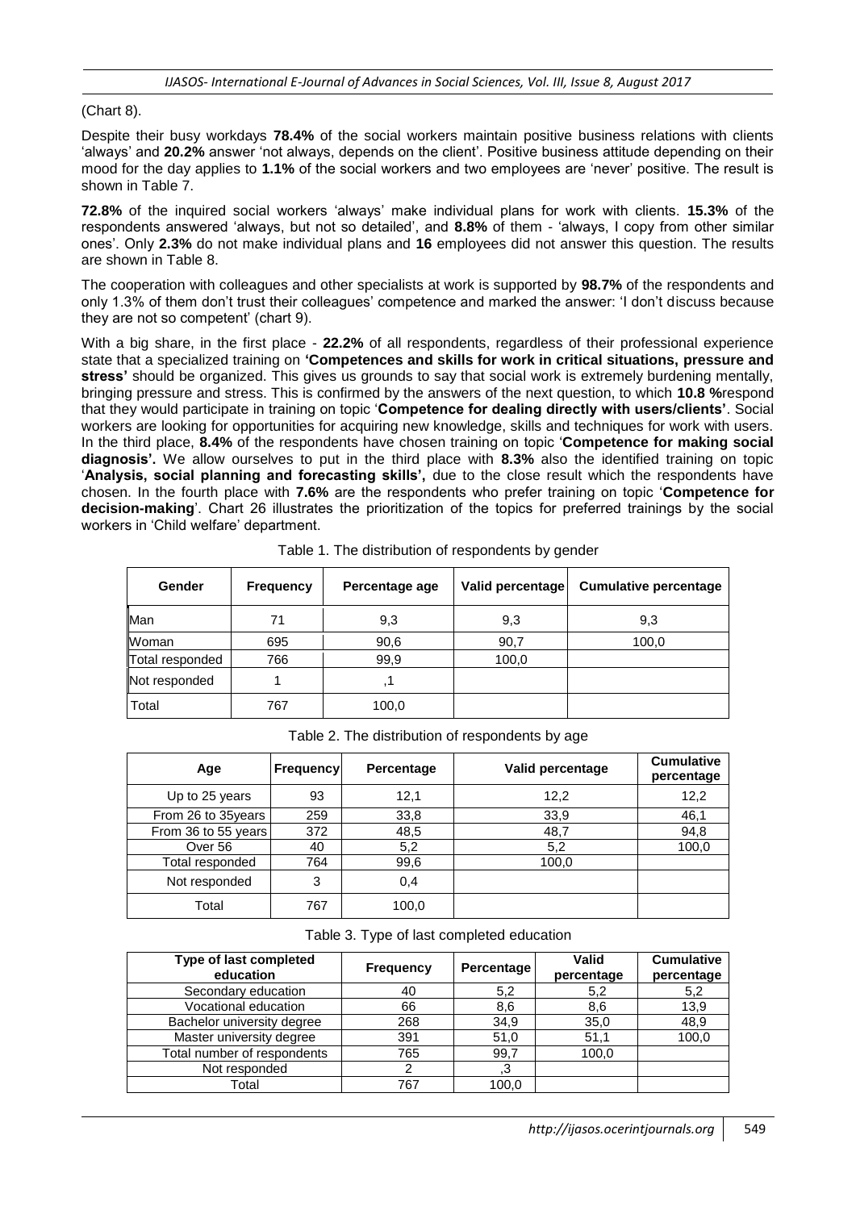(Chart 8).

Despite their busy workdays **78.4%** of the social workers maintain positive business relations with clients 'always' and **20.2%** answer 'not always, depends on the client'. Positive business attitude depending on their mood for the day applies to **1.1%** of the social workers and two employees are 'never' positive. The result is shown in Table 7.

**72.8%** of the inquired social workers 'always' make individual plans for work with clients. **15.3%** of the respondents answered 'always, but not so detailed', and **8.8%** of them - 'always, I copy from other similar ones'. Only **2.3%** do not make individual plans and **16** employees did not answer this question. The results are shown in Table 8.

The cooperation with colleagues and other specialists at work is supported by **98.7%** of the respondents and only 1.3% of them don't trust their colleagues' competence and marked the answer: 'I don't discuss because they are not so competent' (chart 9).

With a big share, in the first place - **22.2%** of all respondents, regardless of their professional experience state that a specialized training on **'Competences and skills for work in critical situations, pressure and stress'** should be organized. This gives us grounds to say that social work is extremely burdening mentally, bringing pressure and stress. This is confirmed by the answers of the next question, to which **10.8 %**respond that they would participate in training on topic '**Competence for dealing directly with users/clients'**. Social workers are looking for opportunities for acquiring new knowledge, skills and techniques for work with users. In the third place, **8.4%** of the respondents have chosen training on topic '**Competence for making social diagnosis'.** We allow ourselves to put in the third place with **8.3%** also the identified training on topic '**Analysis, social planning and forecasting skills',** due to the close result which the respondents have chosen. In the fourth place with **7.6%** are the respondents who prefer training on topic '**Competence for decision-making**'. Chart 26 illustrates the prioritization of the topics for preferred trainings by the social workers in 'Child welfare' department.

Table 1. The distribution of respondents by gender

| Gender | Frequency | Percentage age | Valid percentage | Cumulative percentage |
|---|---|---|---|---|
| Man | 71 | 9,3 | 9,3 | 9,3 |
| Woman | 695 | 90,6 | 90,7 | 100,0 |
| Total responded | 766 | 99,9 | 100,0 | |
| Not responded | 1 | ,1 | | |
| Total | 767 | 100,0 | | |

Table 2. The distribution of respondents by age

| Age | Frequency | Percentage | Valid percentage | Cumulative percentage |
|---|---|---|---|---|
| Up to 25 years | 93 | 12,1 | 12,2 | 12,2 |
| From 26 to 35years | 259 | 33,8 | 33,9 | 46,1 |
| From 36 to 55 years | 372 | 48,5 | 48,7 | 94,8 |
| Over 56 | 40 | 5,2 | 5,2 | 100,0 |
| Total responded | 764 | 99,6 | 100,0 | |
| Not responded | 3 | 0,4 | | |
| Total | 767 | 100,0 | | |

Table 3. Type of last completed education

| Type of last completed education | Frequency | Percentage | Valid percentage | Cumulative percentage |
|---|---|---|---|---|
| Secondary education | 40 | 5,2 | 5,2 | 5,2 |
| Vocational education | 66 | 8,6 | 8,6 | 13,9 |
| Bachelor university degree | 268 | 34,9 | 35,0 | 48,9 |
| Master university degree | 391 | 51,0 | 51,1 | 100,0 |
| Total number of respondents | 765 | 99,7 | 100,0 | |
| Not responded | 2 | ,3 | | |
| Total | 767 | 100,0 | | |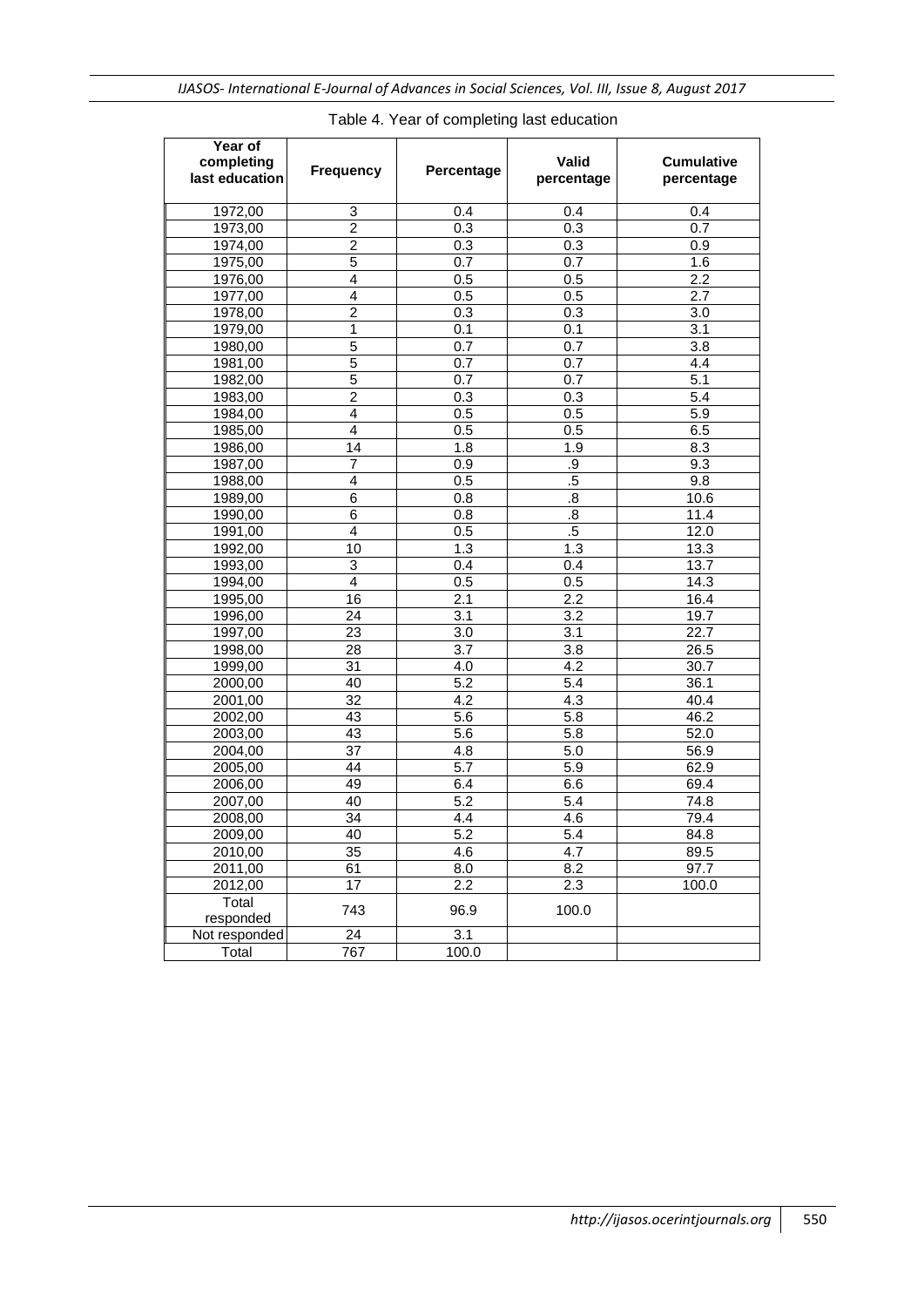Table 4. Year of completing last education

| Year of completing last education | Frequency | Percentage | Valid percentage | Cumulative percentage |
|---|---|---|---|---|
| 1972,00 | 3 | 0.4 | 0.4 | 0.4 |
| 1973,00 | 2 | 0.3 | 0.3 | 0.7 |
| 1974,00 | 2 | 0.3 | 0.3 | 0.9 |
| 1975,00 | 5 | 0.7 | 0.7 | 1.6 |
| 1976,00 | 4 | 0.5 | 0.5 | 2.2 |
| 1977,00 | 4 | 0.5 | 0.5 | 2.7 |
| 1978,00 | 2 | 0.3 | 0.3 | 3.0 |
| 1979,00 | 1 | 0.1 | 0.1 | 3.1 |
| 1980,00 | 5 | 0.7 | 0.7 | 3.8 |
| 1981,00 | 5 | 0.7 | 0.7 | 4.4 |
| 1982,00 | 5 | 0.7 | 0.7 | 5.1 |
| 1983,00 | 2 | 0.3 | 0.3 | 5.4 |
| 1984,00 | 4 | 0.5 | 0.5 | 5.9 |
| 1985,00 | 4 | 0.5 | 0.5 | 6.5 |
| 1986,00 | 14 | 1.8 | 1.9 | 8.3 |
| 1987,00 | 7 | 0.9 | .9 | 9.3 |
| 1988,00 | 4 | 0.5 | .5 | 9.8 |
| 1989,00 | 6 | 0.8 | .8 | 10.6 |
| 1990,00 | 6 | 0.8 | .8 | 11.4 |
| 1991,00 | 4 | 0.5 | .5 | 12.0 |
| 1992,00 | 10 | 1.3 | 1.3 | 13.3 |
| 1993,00 | 3 | 0.4 | 0.4 | 13.7 |
| 1994,00 | 4 | 0.5 | 0.5 | 14.3 |
| 1995,00 | 16 | 2.1 | 2.2 | 16.4 |
| 1996,00 | 24 | 3.1 | 3.2 | 19.7 |
| 1997,00 | 23 | 3.0 | 3.1 | 22.7 |
| 1998,00 | 28 | 3.7 | 3.8 | 26.5 |
| 1999,00 | 31 | 4.0 | 4.2 | 30.7 |
| 2000,00 | 40 | 5.2 | 5.4 | 36.1 |
| 2001,00 | 32 | 4.2 | 4.3 | 40.4 |
| 2002,00 | 43 | 5.6 | 5.8 | 46.2 |
| 2003,00 | 43 | 5.6 | 5.8 | 52.0 |
| 2004,00 | 37 | 4.8 | 5.0 | 56.9 |
| 2005,00 | 44 | 5.7 | 5.9 | 62.9 |
| 2006,00 | 49 | 6.4 | 6.6 | 69.4 |
| 2007,00 | 40 | 5.2 | 5.4 | 74.8 |
| 2008,00 | 34 | 4.4 | 4.6 | 79.4 |
| 2009,00 | 40 | 5.2 | 5.4 | 84.8 |
| 2010,00 | 35 | 4.6 | 4.7 | 89.5 |
| 2011,00 | 61 | 8.0 | 8.2 | 97.7 |
| 2012,00 | 17 | 2.2 | 2.3 | 100.0 |
| Total responded | 743 | 96.9 | 100.0 | |
| Not responded | 24 | 3.1 | | |
| Total | 767 | 100.0 | | |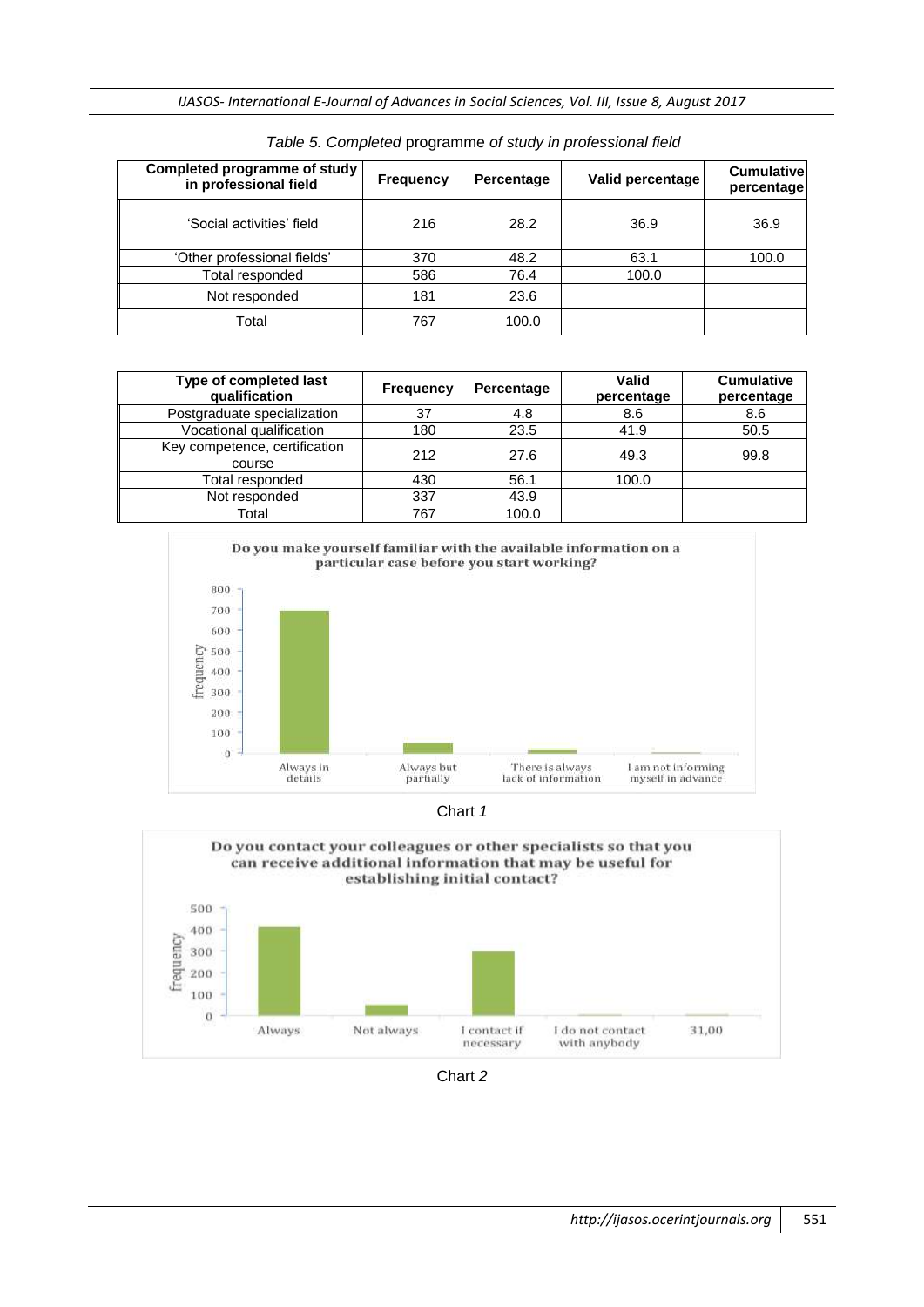*Table 5. Completed* programme *of study in professional field*

| Completed programme of study in professional field | Frequency | Percentage | Valid percentage | Cumulative percentage |
|---|---|---|---|---|
| 'Social activities' field | 216 | 28.2 | 36.9 | 36.9 |
| 'Other professional fields' | 370 | 48.2 | 63.1 | 100.0 |
| Total responded | 586 | 76.4 | 100.0 | |
| Not responded | 181 | 23.6 | | |
| Total | 767 | 100.0 | | |

| Type of completed last qualification | Frequency | Percentage | Valid percentage | Cumulative percentage |
|---|---|---|---|---|
| Postgraduate specialization | 37 | 4.8 | 8.6 | 8.6 |
| Vocational qualification | 180 | 23.5 | 41.9 | 50.5 |
| Key competence, certification course | 212 | 27.6 | 49.3 | 99.8 |
| Total responded | 430 | 56.1 | 100.0 | |
| Not responded | 337 | 43.9 | | |
| Total | 767 | 100.0 | | |

Chart *1*

Chart *2*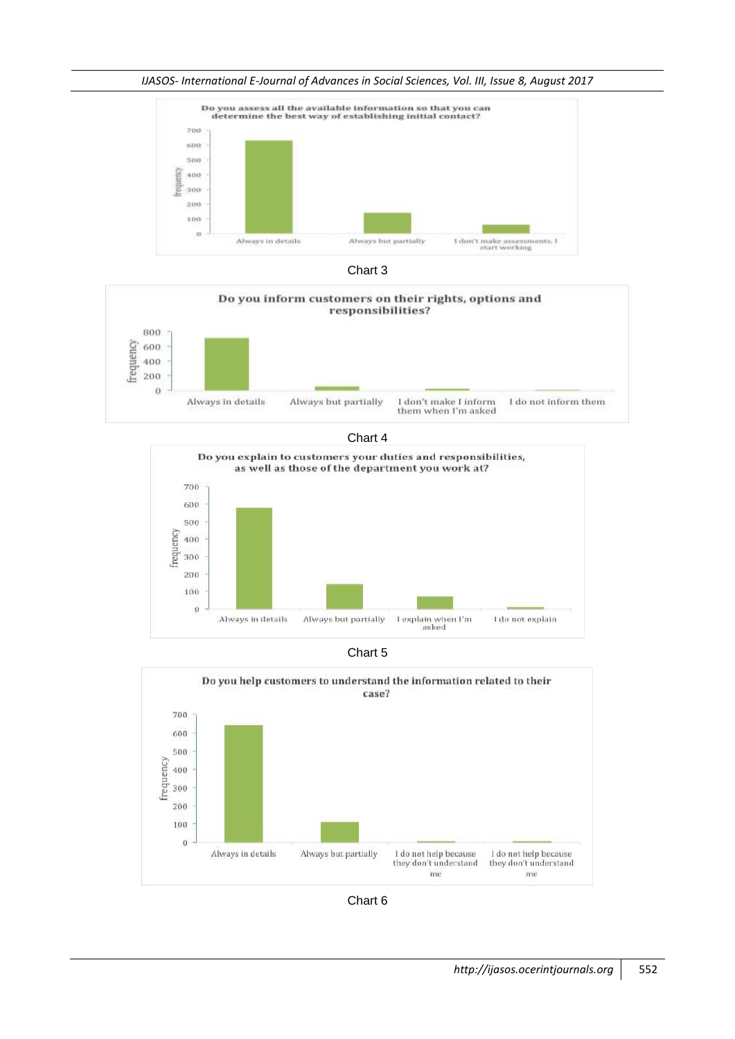**Do you assess all the available information so that you can determine the best way of establishing initial contact?**

| Response | Frequency |
|---|---|
| Always in details | ~625 |
| Always but partially | ~140 |
| I don't make assessments, I start working | ~60 |

Chart 3

**Do you inform customers on their rights, options and responsibilities?**

| Response | Frequency |
|---|---|
| Always in details | ~720 |
| Always but partially | ~50 |
| I don't make I inform them when I'm asked | ~20 |
| I do not inform them | ~5 |

Chart 4

**Do you explain to customers your duties and responsibilities, as well as those of the department you work at?**

| Response | Frequency |
|---|---|
| Always in details | ~580 |
| Always but partially | ~145 |
| I explain when I'm asked | ~70 |
| I do not explain | ~10 |

Chart 5

**Do you help customers to understand the information related to their case?**

| Response | Frequency |
|---|---|
| Always in details | ~640 |
| Always but partially | ~110 |
| I do not help because they don't understand me | ~5 |
| I do not help because they don't understand me | ~5 |

Chart 6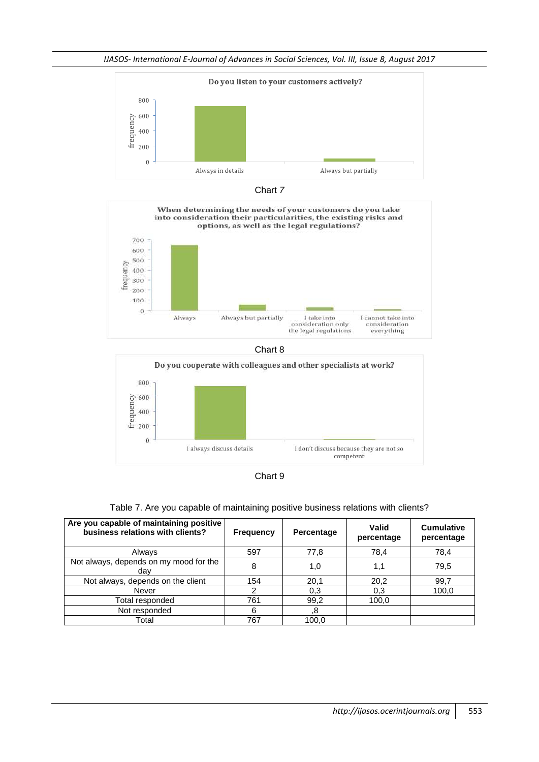Chart 7

Chart 8

Chart 9

Table 7. Are you capable of maintaining positive business relations with clients?

| Are you capable of maintaining positive business relations with clients? | Frequency | Percentage | Valid percentage | Cumulative percentage |
|---|---|---|---|---|
| Always | 597 | 77,8 | 78,4 | 78,4 |
| Not always, depends on my mood for the day | 8 | 1,0 | 1,1 | 79,5 |
| Not always, depends on the client | 154 | 20,1 | 20,2 | 99,7 |
| Never | 2 | 0,3 | 0,3 | 100,0 |
| Total responded | 761 | 99,2 | 100,0 | |
| Not responded | 6 | ,8 | | |
| Total | 767 | 100,0 | | |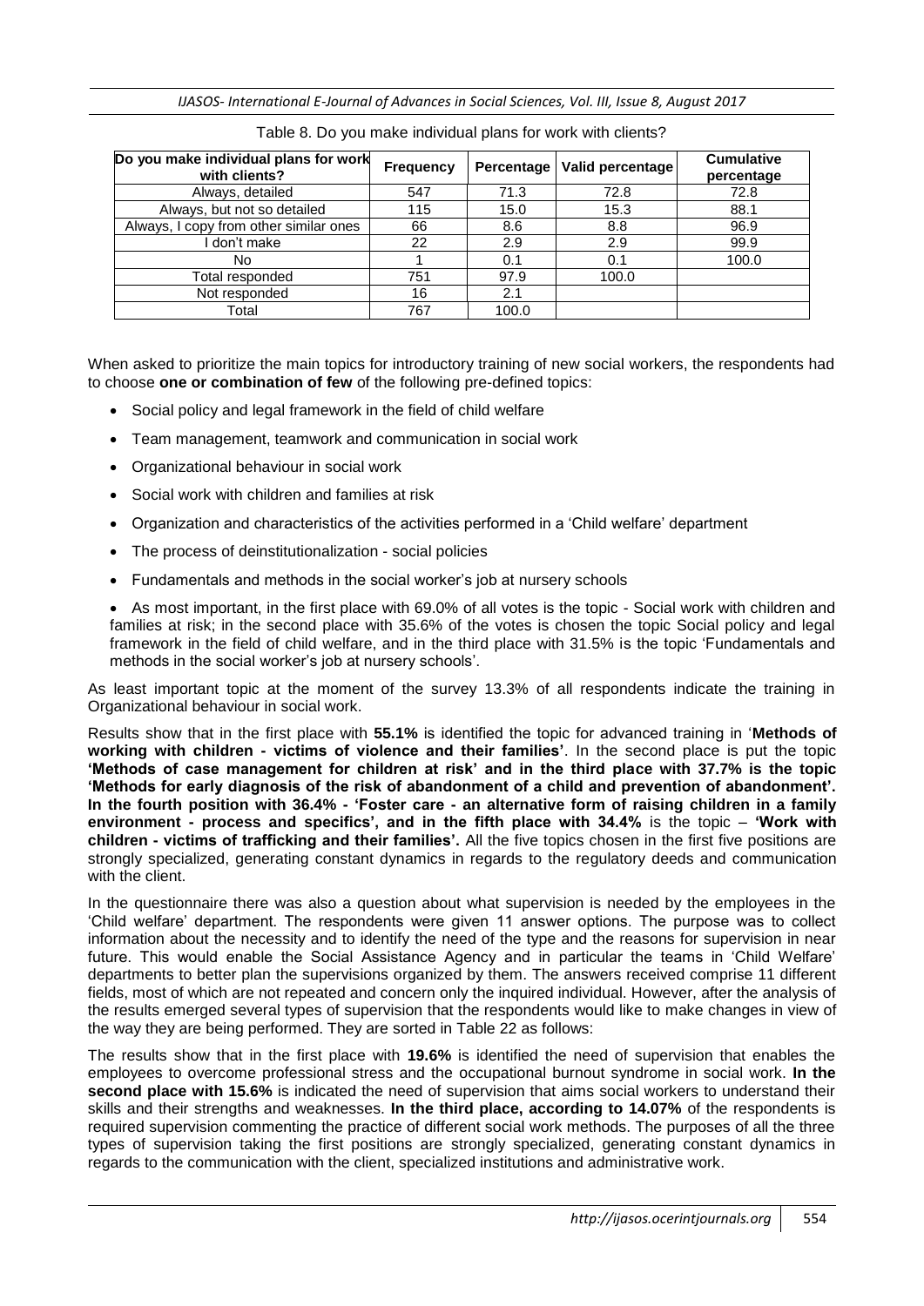Table 8. Do you make individual plans for work with clients?

| Do you make individual plans for work with clients? | Frequency | Percentage | Valid percentage | Cumulative percentage |
|---|---|---|---|---|
| Always, detailed | 547 | 71.3 | 72.8 | 72.8 |
| Always, but not so detailed | 115 | 15.0 | 15.3 | 88.1 |
| Always, I copy from other similar ones | 66 | 8.6 | 8.8 | 96.9 |
| I don't make | 22 | 2.9 | 2.9 | 99.9 |
| No | 1 | 0.1 | 0.1 | 100.0 |
| Total responded | 751 | 97.9 | 100.0 | |
| Not responded | 16 | 2.1 | | |
| Total | 767 | 100.0 | | |

When asked to prioritize the main topics for introductory training of new social workers, the respondents had to choose **one or combination of few** of the following pre-defined topics:

- Social policy and legal framework in the field of child welfare
- Team management, teamwork and communication in social work
- Organizational behaviour in social work
- Social work with children and families at risk
- Organization and characteristics of the activities performed in a 'Child welfare' department
- The process of deinstitutionalization - social policies
- Fundamentals and methods in the social worker's job at nursery schools
- As most important, in the first place with 69.0% of all votes is the topic - Social work with children and families at risk; in the second place with 35.6% of the votes is chosen the topic Social policy and legal framework in the field of child welfare, and in the third place with 31.5% is the topic 'Fundamentals and methods in the social worker's job at nursery schools'.

As least important topic at the moment of the survey 13.3% of all respondents indicate the training in Organizational behaviour in social work.

Results show that in the first place with **55.1%** is identified the topic for advanced training in '**Methods of working with children - victims of violence and their families'**. In the second place is put the topic **'Methods of case management for children at risk' and in the third place with 37.7% is the topic 'Methods for early diagnosis of the risk of abandonment of a child and prevention of abandonment'. In the fourth position with 36.4% - 'Foster care - an alternative form of raising children in a family environment - process and specifics', and in the fifth place with 34.4%** is the topic – **'Work with children - victims of trafficking and their families'.** All the five topics chosen in the first five positions are strongly specialized, generating constant dynamics in regards to the regulatory deeds and communication with the client.

In the questionnaire there was also a question about what supervision is needed by the employees in the 'Child welfare' department. The respondents were given 11 answer options. The purpose was to collect information about the necessity and to identify the need of the type and the reasons for supervision in near future. This would enable the Social Assistance Agency and in particular the teams in 'Child Welfare' departments to better plan the supervisions organized by them. The answers received comprise 11 different fields, most of which are not repeated and concern only the inquired individual. However, after the analysis of the results emerged several types of supervision that the respondents would like to make changes in view of the way they are being performed. They are sorted in Table 22 as follows:

The results show that in the first place with **19.6%** is identified the need of supervision that enables the employees to overcome professional stress and the occupational burnout syndrome in social work. **In the second place with 15.6%** is indicated the need of supervision that aims social workers to understand their skills and their strengths and weaknesses. **In the third place, according to 14.07%** of the respondents is required supervision commenting the practice of different social work methods. The purposes of all the three types of supervision taking the first positions are strongly specialized, generating constant dynamics in regards to the communication with the client, specialized institutions and administrative work.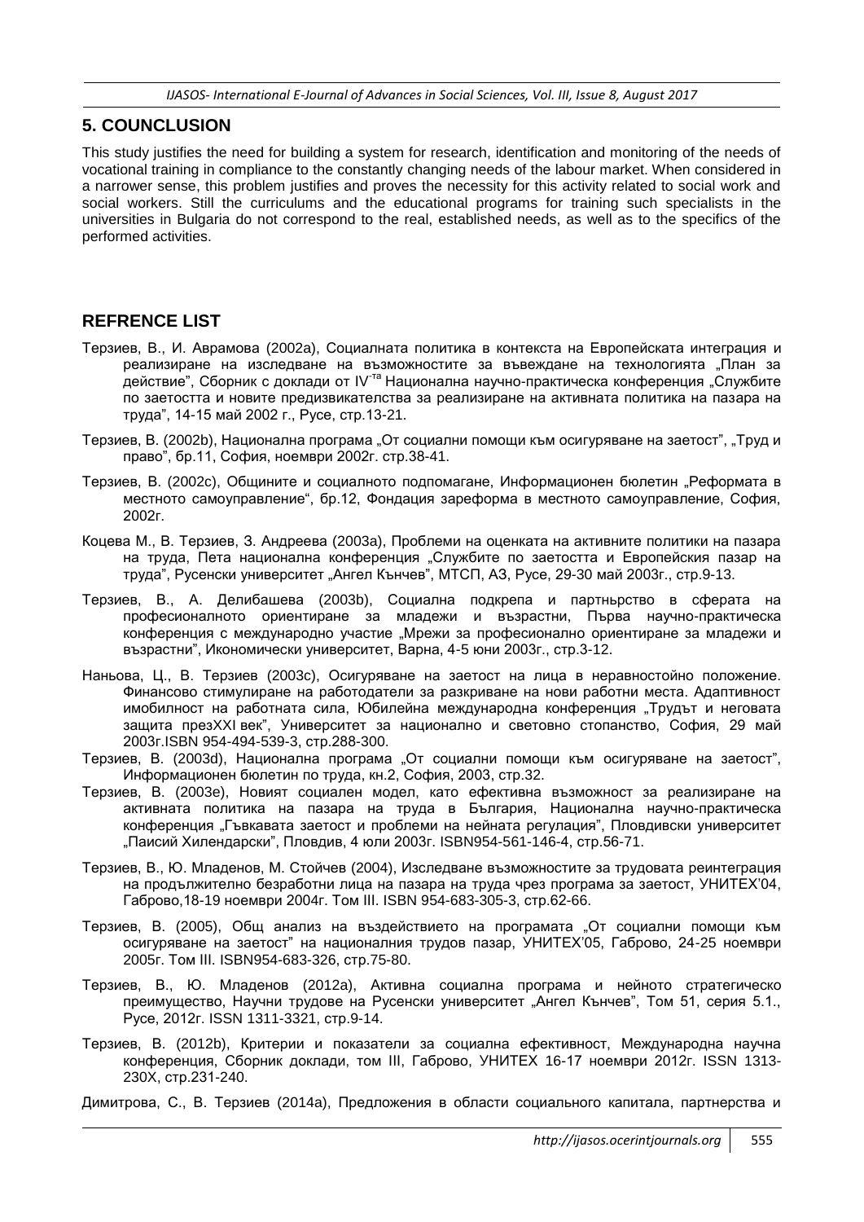## 5. COUNCLUSION

This study justifies the need for building a system for research, identification and monitoring of the needs of vocational training in compliance to the constantly changing needs of the labour market. When considered in a narrower sense, this problem justifies and proves the necessity for this activity related to social work and social workers. Still the curriculums and the educational programs for training such specialists in the universities in Bulgaria do not correspond to the real, established needs, as well as to the specifics of the performed activities.

## REFRENCE LIST

Терзиев, В., И. Аврамова (2002a), Социалната политика в контекста на Европейската интеграция и реализиране на изследване на възможностите за въвеждане на технологията „План за действие", Сборник с доклади от IV-та Национална научно-практическа конференция „Службите по заетостта и новите предизвикателства за реализиране на активната политика на пазара на труда", 14-15 май 2002 г., Русе, стр.13-21.

Терзиев, В. (2002b), Национална програма „От социални помощи към осигуряване на заетост", „Труд и право", бр.11, София, ноември 2002г. стр.38-41.

Терзиев, В. (2002c), Общините и социалното подпомагане, Информационен бюлетин „Реформата в местното самоуправление", бр.12, Фондация зареформа в местното самоуправление, София, 2002г.

Коцева М., В. Терзиев, З. Андреева (2003a), Проблеми на оценката на активните политики на пазара на труда, Пета национална конференция „Службите по заетостта и Европейския пазар на труда", Русенски университет „Ангел Кънчев", МТСП, АЗ, Русе, 29-30 май 2003г., стр.9-13.

Терзиев, В., А. Делибашева (2003b), Социална подкрепа и партньрство в сферата на професионалното ориентиране за младежи и възрастни, Първа научно-практическа конференция с международно участие „Мрежи за професионално ориентиране за младежи и възрастни", Икономически университет, Варна, 4-5 юни 2003г., стр.3-12.

Наньова, Ц., В. Терзиев (2003c), Осигуряване на заетост на лица в неравностойно положение. Финансово стимулиране на работодатели за разкриване на нови работни места. Адаптивност имобилност на работната сила, Юбилейна международна конференция „Трудът и неговата защита презXXI век", Университет за национално и световно стопанство, София, 29 май 2003г.ISBN 954-494-539-3, стр.288-300.

Терзиев, В. (2003d), Национална програма „От социални помощи към осигуряване на заетост", Информационен бюлетин по труда, кн.2, София, 2003, стр.32.

Терзиев, В. (2003e), Новият социален модел, като ефективна възможност за реализиране на активната политика на пазара на труда в България, Национална научно-практическа конференция „Гъвкавата заетост и проблеми на нейната регулация", Пловдивски университет „Паисий Хилендарски", Пловдив, 4 юли 2003г. ISBN954-561-146-4, стр.56-71.

Терзиев, В., Ю. Младенов, М. Стойчев (2004), Изследване възможностите за трудовата реинтеграция на продължително безработни лица на пазара на труда чрез програма за заетост, УНИТЕХ'04, Габрово,18-19 ноември 2004г. Том III. ISBN 954-683-305-3, стр.62-66.

Терзиев, В. (2005), Общ анализ на въздействието на програмата „От социални помощи към осигуряване на заетост" на националния трудов пазар, УНИТЕХ'05, Габрово, 24-25 ноември 2005г. Том III. ISBN954-683-326, стр.75-80.

Терзиев, В., Ю. Младенов (2012a), Активна социална програма и нейното стратегическо преимущество, Научни трудове на Русенски университет „Ангел Кънчев", Том 51, серия 5.1., Русе, 2012г. ISSN 1311-3321, стр.9-14.

Терзиев, В. (2012b), Критерии и показатели за социална ефективност, Международна научна конференция, Сборник доклади, том III, Габрово, УНИТЕХ 16-17 ноември 2012г. ISSN 1313-230X, стр.231-240.

Димитрова, С., В. Терзиев (2014a), Предложения в области социального капитала, партнерства и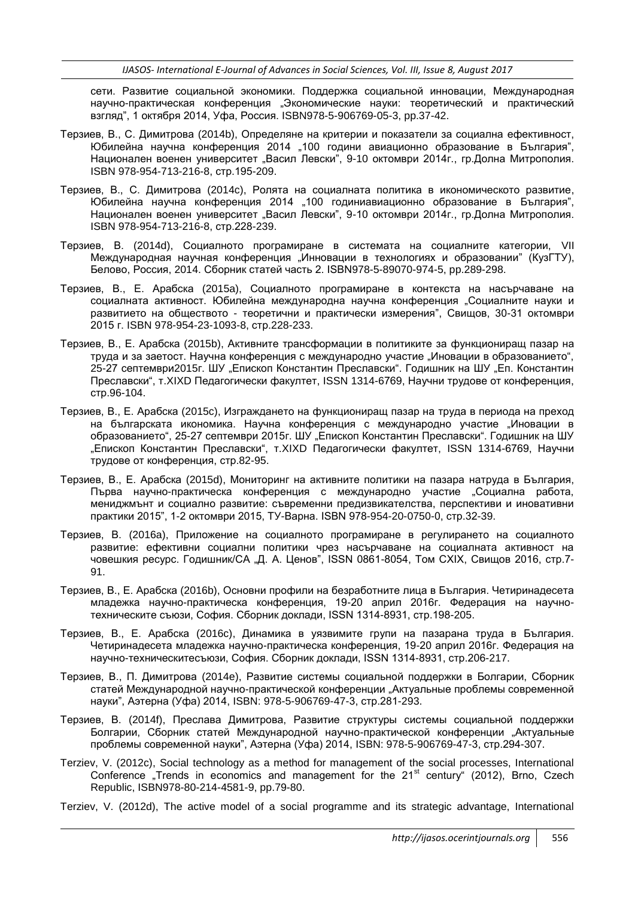сети. Развитие социальной экономики. Поддержка социальной инновации, Международная научно-практическая конференция „Экономические науки: теоретический и практический взгляд", 1 октября 2014, Уфа, Россия. ISBN978-5-906769-05-3, pp.37-42.

Терзиев, В., С. Димитрова (2014b), Определяне на критерии и показатели за социална ефективност, Юбилейна научна конференция 2014 „100 години авиационно образование в България", Национален военен университет „Васил Левски", 9-10 октомври 2014г., гр.Долна Митрополия. ISBN 978-954-713-216-8, стр.195-209.

Терзиев, В., С. Димитрова (2014c), Ролята на социалната политика в икономическото развитие, Юбилейна научна конференция 2014 „100 годиниавиационно образование в България", Национален военен университет „Васил Левски", 9-10 октомври 2014г., гр.Долна Митрополия. ISBN 978-954-713-216-8, стр.228-239.

Терзиев, В. (2014d), Социалното програмиране в системата на социалните категории, VII Международная научная конференция „Инновации в технологиях и образовании" (КузГТУ), Белово, Россия, 2014. Сборник статей часть 2. ISBN978-5-89070-974-5, pp.289-298.

Терзиев, В., Е. Арабска (2015a), Социалното програмиране в контекста на насърчаване на социалната активност. Юбилейна международна научна конференция „Социалните науки и развитието на обществото - теоретични и практически измерения", Свищов, 30-31 октомври 2015 г. ISBN 978-954-23-1093-8, стр.228-233.

Терзиев, В., Е. Арабска (2015b), Активните трансформации в политиките за функциониращ пазар на труда и за заетост. Научна конференция с международно участие „Иновации в образованието", 25-27 септември2015г. ШУ „Епископ Константин Преславски". Годишник на ШУ „Еп. Константин Преславски", т.XIXD Педагогически факултет, ISSN 1314-6769, Научни трудове от конференция, стр.96-104.

Терзиев, В., Е. Арабска (2015c), Изграждането на функциониращ пазар на труда в периода на преход на българската икономика. Научна конференция с международно участие „Иновации в образованието", 25-27 септември 2015г. ШУ „Епископ Константин Преславски". Годишник на ШУ „Епископ Константин Преславски", т.XIXD Педагогически факултет, ISSN 1314-6769, Научни трудове от конференция, стр.82-95.

Терзиев, В., Е. Арабска (2015d), Мониторинг на активните политики на пазара натруда в България, Първа научно-практическа конференция с международно участие „Социална работа, мениджмънт и социално развитие: съвременни предизвикателства, перспективи и иновативни практики 2015", 1-2 октомври 2015, ТУ-Варна. ISBN 978-954-20-0750-0, стр.32-39.

Терзиев, В. (2016a), Приложение на социалното програмиране в регулирането на социалното развитие: ефективни социални политики чрез насърчаване на социалната активност на човешкия ресурс. Годишник/СА „Д. А. Ценов", ISSN 0861-8054, Том CXIX, Свищов 2016, стр.7-91.

Терзиев, В., Е. Арабска (2016b), Основни профили на безработните лица в България. Четиринадесета младежка научно-практическа конференция, 19-20 април 2016г. Федерация на научно-техническите съюзи, София. Сборник доклади, ISSN 1314-8931, стр.198-205.

Терзиев, В., Е. Арабска (2016c), Динамика в уязвимите групи на пазарана труда в България. Четиринадесета младежка научно-практическа конференция, 19-20 април 2016г. Федерация на научно-техническитесъюзи, София. Сборник доклади, ISSN 1314-8931, стр.206-217.

Терзиев, В., П. Димитрова (2014e), Развитие системы социальной поддержки в Болгарии, Сборник статей Международной научно-практической конференции „Актуальные проблемы современной науки", Аэтерна (Уфа) 2014, ISBN: 978-5-906769-47-3, стр.281-293.

Терзиев, В. (2014f), Преслава Димитрова, Развитие структуры системы социальной поддержки Болгарии, Сборник статей Международной научно-практической конференции „Актуальные проблемы современной науки", Аэтерна (Уфа) 2014, ISBN: 978-5-906769-47-3, стр.294-307.

Terziev, V. (2012c), Social technology as a method for management of the social processes, International Conference „Trends in economics and management for the 21st century" (2012), Brno, Czech Republic, ISBN978-80-214-4581-9, pp.79-80.

Terziev, V. (2012d), The active model of a social programme and its strategic advantage, International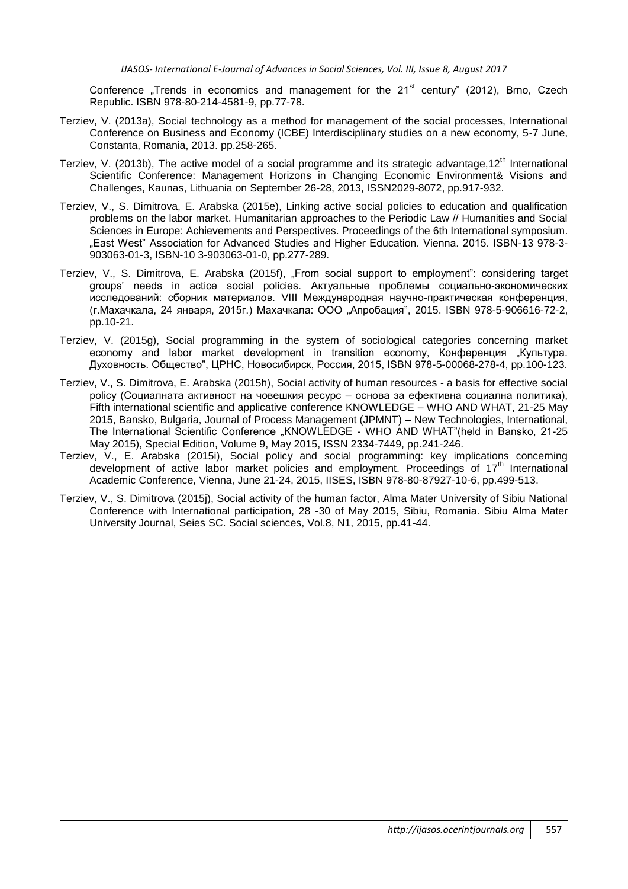Conference „Trends in economics and management for the 21st century" (2012), Brno, Czech Republic. ISBN 978-80-214-4581-9, pp.77-78.

Terziev, V. (2013a), Social technology as a method for management of the social processes, International Conference on Business and Economy (ICBE) Interdisciplinary studies on a new economy, 5-7 June, Constanta, Romania, 2013. pp.258-265.

Terziev, V. (2013b), The active model of a social programme and its strategic advantage,12th International Scientific Conference: Management Horizons in Changing Economic Environment& Visions and Challenges, Kaunas, Lithuania on September 26-28, 2013, ISSN2029-8072, pp.917-932.

Terziev, V., S. Dimitrova, E. Arabska (2015e), Linking active social policies to education and qualification problems on the labor market. Humanitarian approaches to the Periodic Law // Humanities and Social Sciences in Europe: Achievements and Perspectives. Proceedings of the 6th International symposium. „East West" Association for Advanced Studies and Higher Education. Vienna. 2015. ISBN-13 978-3-903063-01-3, ISBN-10 3-903063-01-0, pp.277-289.

Terziev, V., S. Dimitrova, E. Arabska (2015f), „From social support to employment": considering target groups' needs in actice social policies. Актуальные проблемы социально-экономических исследований: сборник материалов. VIII Международная научно-практическая конференция, (г.Махачкала, 24 января, 2015г.) Махачкала: ООО „Апробация", 2015. ISBN 978-5-906616-72-2, pp.10-21.

Terziev, V. (2015g), Social programming in the system of sociological categories concerning market economy and labor market development in transition economy, Конференция „Культура. Духовность. Общество", ЦРНС, Новосибирск, Россия, 2015, ISBN 978-5-00068-278-4, pp.100-123.

Terziev, V., S. Dimitrova, E. Arabska (2015h), Social activity of human resources - a basis for effective social policy (Социалната активност на човешкия ресурс – основа за ефективна социална политика), Fifth international scientific and applicative conference KNOWLEDGE – WHO AND WHAT, 21-25 May 2015, Bansko, Bulgaria, Journal of Process Management (JPMNT) – New Technologies, International, The International Scientific Conference „KNOWLEDGE - WHO AND WHAT"(held in Bansko, 21-25 May 2015), Special Edition, Volume 9, May 2015, ISSN 2334-7449, pp.241-246.

Terziev, V., E. Arabska (2015i), Social policy and social programming: key implications concerning development of active labor market policies and employment. Proceedings of 17th International Academic Conference, Vienna, June 21-24, 2015, IISES, ISBN 978-80-87927-10-6, pp.499-513.

Terziev, V., S. Dimitrova (2015j), Social activity of the human factor, Alma Mater University of Sibiu National Conference with International participation, 28 -30 of May 2015, Sibiu, Romania. Sibiu Alma Mater University Journal, Seies SC. Social sciences, Vol.8, N1, 2015, pp.41-44.